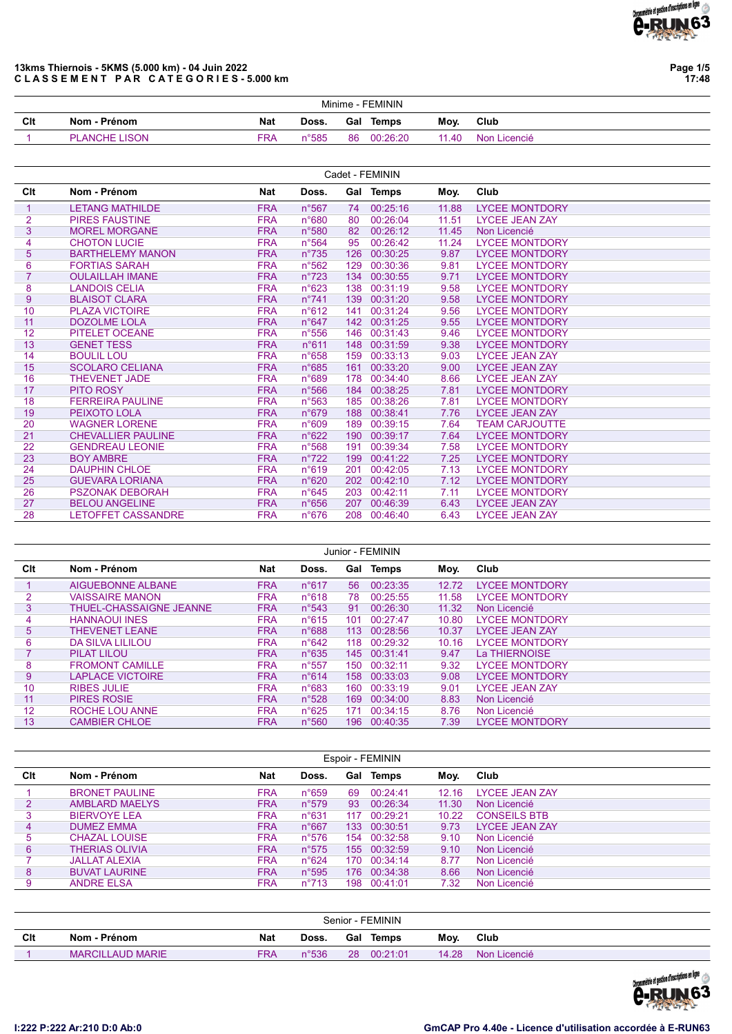# 13kms Thiernois - 5KMS (5.000 km) - 04 Juin 2022

**C L A S S E M E N T   P A R   C A T E G O R I E S - 5.000 km**

## Minime - FEMININ

| Clt | Nom - Prénom | Nat | Doss. | Gal | Temps | Moy. | Club |
|---|---|---|---|---|---|---|---|
| 1 | PLANCHE LISON | FRA | n°585 | 86 | 00:26:20 | 11.40 | Non Licencié |

## Cadet - FEMININ

| Clt | Nom - Prénom | Nat | Doss. | Gal | Temps | Moy. | Club |
|---|---|---|---|---|---|---|---|
| 1 | LETANG MATHILDE | FRA | n°567 | 74 | 00:25:16 | 11.88 | LYCEE MONTDORY |
| 2 | PIRES FAUSTINE | FRA | n°680 | 80 | 00:26:04 | 11.51 | LYCEE JEAN ZAY |
| 3 | MOREL MORGANE | FRA | n°580 | 82 | 00:26:12 | 11.45 | Non Licencié |
| 4 | CHOTON LUCIE | FRA | n°564 | 95 | 00:26:42 | 11.24 | LYCEE MONTDORY |
| 5 | BARTHELEMY MANON | FRA | n°735 | 126 | 00:30:25 | 9.87 | LYCEE MONTDORY |
| 6 | FORTIAS SARAH | FRA | n°562 | 129 | 00:30:36 | 9.81 | LYCEE MONTDORY |
| 7 | OULAILLAH IMANE | FRA | n°723 | 134 | 00:30:55 | 9.71 | LYCEE MONTDORY |
| 8 | LANDOIS CELIA | FRA | n°623 | 138 | 00:31:19 | 9.58 | LYCEE MONTDORY |
| 9 | BLAISOT CLARA | FRA | n°741 | 139 | 00:31:20 | 9.58 | LYCEE MONTDORY |
| 10 | PLAZA VICTOIRE | FRA | n°612 | 141 | 00:31:24 | 9.56 | LYCEE MONTDORY |
| 11 | DOZOLME LOLA | FRA | n°647 | 142 | 00:31:25 | 9.55 | LYCEE MONTDORY |
| 12 | PITELET OCEANE | FRA | n°556 | 146 | 00:31:43 | 9.46 | LYCEE MONTDORY |
| 13 | GENET TESS | FRA | n°611 | 148 | 00:31:59 | 9.38 | LYCEE MONTDORY |
| 14 | BOULIL LOU | FRA | n°658 | 159 | 00:33:13 | 9.03 | LYCEE JEAN ZAY |
| 15 | SCOLARO CELIANA | FRA | n°685 | 161 | 00:33:20 | 9.00 | LYCEE JEAN ZAY |
| 16 | THEVENET JADE | FRA | n°689 | 178 | 00:34:40 | 8.66 | LYCEE JEAN ZAY |
| 17 | PITO ROSY | FRA | n°566 | 184 | 00:38:25 | 7.81 | LYCEE MONTDORY |
| 18 | FERREIRA PAULINE | FRA | n°563 | 185 | 00:38:26 | 7.81 | LYCEE MONTDORY |
| 19 | PEIXOTO LOLA | FRA | n°679 | 188 | 00:38:41 | 7.76 | LYCEE JEAN ZAY |
| 20 | WAGNER LORENE | FRA | n°609 | 189 | 00:39:15 | 7.64 | TEAM CARJOUTTE |
| 21 | CHEVALLIER PAULINE | FRA | n°622 | 190 | 00:39:17 | 7.64 | LYCEE MONTDORY |
| 22 | GENDREAU LEONIE | FRA | n°568 | 191 | 00:39:34 | 7.58 | LYCEE MONTDORY |
| 23 | BOY AMBRE | FRA | n°722 | 199 | 00:41:22 | 7.25 | LYCEE MONTDORY |
| 24 | DAUPHIN CHLOE | FRA | n°619 | 201 | 00:42:05 | 7.13 | LYCEE MONTDORY |
| 25 | GUEVARA LORIANA | FRA | n°620 | 202 | 00:42:10 | 7.12 | LYCEE MONTDORY |
| 26 | PSZONAK DEBORAH | FRA | n°645 | 203 | 00:42:11 | 7.11 | LYCEE MONTDORY |
| 27 | BELOU ANGELINE | FRA | n°656 | 207 | 00:46:39 | 6.43 | LYCEE JEAN ZAY |
| 28 | LETOFFET CASSANDRE | FRA | n°676 | 208 | 00:46:40 | 6.43 | LYCEE JEAN ZAY |

## Junior - FEMININ

| Clt | Nom - Prénom | Nat | Doss. | Gal | Temps | Moy. | Club |
|---|---|---|---|---|---|---|---|
| 1 | AIGUEBONNE ALBANE | FRA | n°617 | 56 | 00:23:35 | 12.72 | LYCEE MONTDORY |
| 2 | VAISSAIRE MANON | FRA | n°618 | 78 | 00:25:55 | 11.58 | LYCEE MONTDORY |
| 3 | THUEL-CHASSAIGNE JEANNE | FRA | n°543 | 91 | 00:26:30 | 11.32 | Non Licencié |
| 4 | HANNAOUI INES | FRA | n°615 | 101 | 00:27:47 | 10.80 | LYCEE MONTDORY |
| 5 | THEVENET LEANE | FRA | n°688 | 113 | 00:28:56 | 10.37 | LYCEE JEAN ZAY |
| 6 | DA SILVA LILILOU | FRA | n°642 | 118 | 00:29:32 | 10.16 | LYCEE MONTDORY |
| 7 | PILAT LILOU | FRA | n°635 | 145 | 00:31:41 | 9.47 | La THIERNOISE |
| 8 | FROMONT CAMILLE | FRA | n°557 | 150 | 00:32:11 | 9.32 | LYCEE MONTDORY |
| 9 | LAPLACE VICTOIRE | FRA | n°614 | 158 | 00:33:03 | 9.08 | LYCEE MONTDORY |
| 10 | RIBES JULIE | FRA | n°683 | 160 | 00:33:19 | 9.01 | LYCEE JEAN ZAY |
| 11 | PIRES ROSIE | FRA | n°528 | 169 | 00:34:00 | 8.83 | Non Licencié |
| 12 | ROCHE LOU ANNE | FRA | n°625 | 171 | 00:34:15 | 8.76 | Non Licencié |
| 13 | CAMBIER CHLOE | FRA | n°560 | 196 | 00:40:35 | 7.39 | LYCEE MONTDORY |

## Espoir - FEMININ

| Clt | Nom - Prénom | Nat | Doss. | Gal | Temps | Moy. | Club |
|---|---|---|---|---|---|---|---|
| 1 | BRONET PAULINE | FRA | n°659 | 69 | 00:24:41 | 12.16 | LYCEE JEAN ZAY |
| 2 | AMBLARD MAELYS | FRA | n°579 | 93 | 00:26:34 | 11.30 | Non Licencié |
| 3 | BIERVOYE LEA | FRA | n°631 | 117 | 00:29:21 | 10.22 | CONSEILS BTB |
| 4 | DUMEZ EMMA | FRA | n°667 | 133 | 00:30:51 | 9.73 | LYCEE JEAN ZAY |
| 5 | CHAZAL LOUISE | FRA | n°576 | 154 | 00:32:58 | 9.10 | Non Licencié |
| 6 | THERIAS OLIVIA | FRA | n°575 | 155 | 00:32:59 | 9.10 | Non Licencié |
| 7 | JALLAT ALEXIA | FRA | n°624 | 170 | 00:34:14 | 8.77 | Non Licencié |
| 8 | BUVAT LAURINE | FRA | n°595 | 176 | 00:34:38 | 8.66 | Non Licencié |
| 9 | ANDRE ELSA | FRA | n°713 | 198 | 00:41:01 | 7.32 | Non Licencié |

## Senior - FEMININ

| Clt | Nom - Prénom | Nat | Doss. | Gal | Temps | Moy. | Club |
|---|---|---|---|---|---|---|---|
| 1 | MARCILLAUD MARIE | FRA | n°536 | 28 | 00:21:01 | 14.28 | Non Licencié |

I:222 P:222 Ar:210 D:0 Ab:0

GmCAP Pro 4.40e - Licence d'utilisation accordée à E-RUN63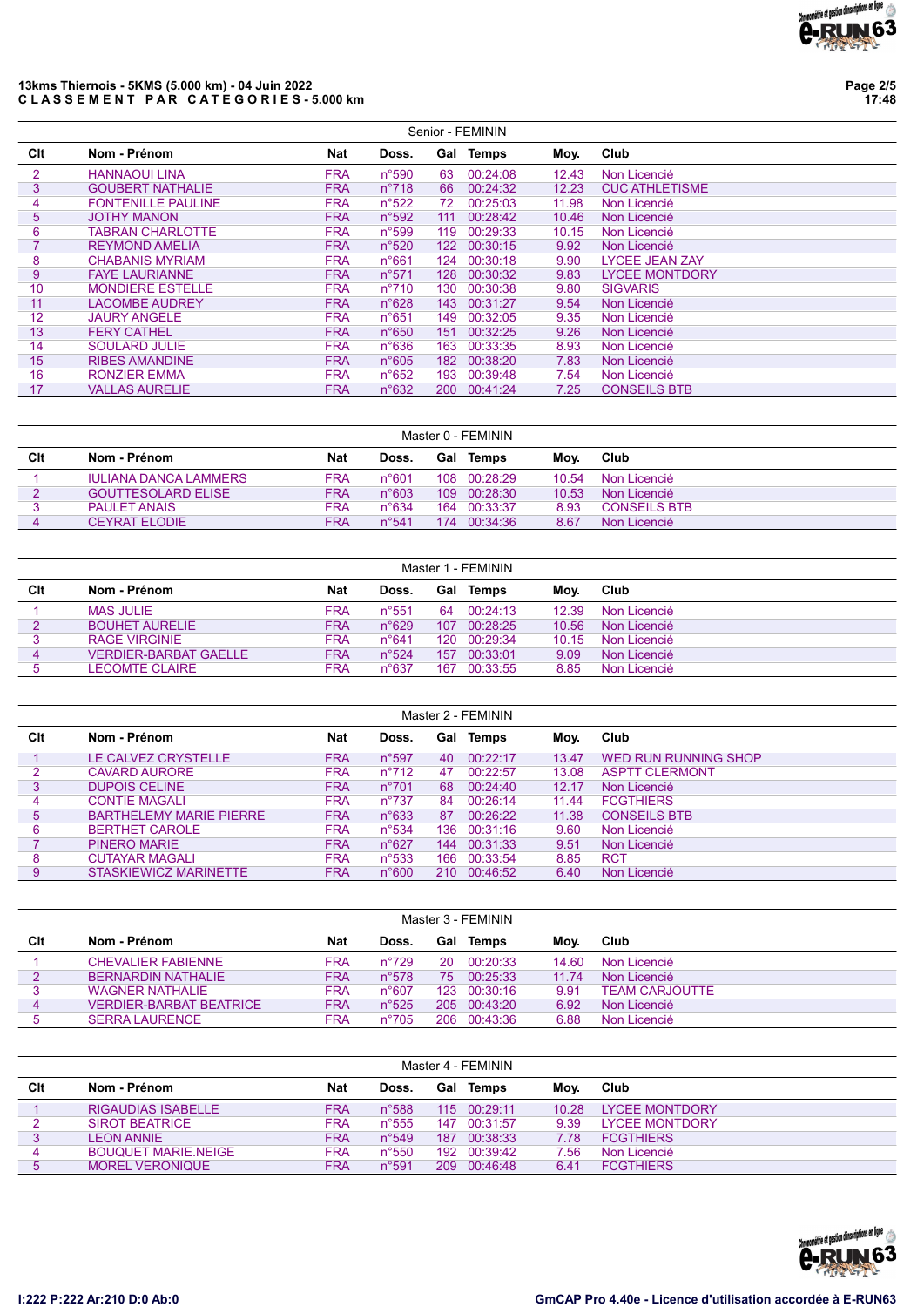**13kms Thiernois - 5KMS (5.000 km) - 04 Juin 2022**
**C L A S S E M E N T   P A R   C A T E G O R I E S - 5.000 km**

**Senior - FEMININ**

| Clt | Nom - Prénom | Nat | Doss. | Gal | Temps | Moy. | Club |
|---|---|---|---|---|---|---|---|
| 2 | HANNAOUI LINA | FRA | n°590 | 63 | 00:24:08 | 12.43 | Non Licencié |
| 3 | GOUBERT NATHALIE | FRA | n°718 | 66 | 00:24:32 | 12.23 | CUC ATHLETISME |
| 4 | FONTENILLE PAULINE | FRA | n°522 | 72 | 00:25:03 | 11.98 | Non Licencié |
| 5 | JOTHY MANON | FRA | n°592 | 111 | 00:28:42 | 10.46 | Non Licencié |
| 6 | TABRAN CHARLOTTE | FRA | n°599 | 119 | 00:29:33 | 10.15 | Non Licencié |
| 7 | REYMOND AMELIA | FRA | n°520 | 122 | 00:30:15 | 9.92 | Non Licencié |
| 8 | CHABANIS MYRIAM | FRA | n°661 | 124 | 00:30:18 | 9.90 | LYCEE JEAN ZAY |
| 9 | FAYE LAURIANNE | FRA | n°571 | 128 | 00:30:32 | 9.83 | LYCEE MONTDORY |
| 10 | MONDIERE ESTELLE | FRA | n°710 | 130 | 00:30:38 | 9.80 | SIGVARIS |
| 11 | LACOMBE AUDREY | FRA | n°628 | 143 | 00:31:27 | 9.54 | Non Licencié |
| 12 | JAURY ANGELE | FRA | n°651 | 149 | 00:32:05 | 9.35 | Non Licencié |
| 13 | FERY CATHEL | FRA | n°650 | 151 | 00:32:25 | 9.26 | Non Licencié |
| 14 | SOULARD JULIE | FRA | n°636 | 163 | 00:33:35 | 8.93 | Non Licencié |
| 15 | RIBES AMANDINE | FRA | n°605 | 182 | 00:38:20 | 7.83 | Non Licencié |
| 16 | RONZIER EMMA | FRA | n°652 | 193 | 00:39:48 | 7.54 | Non Licencié |
| 17 | VALLAS AURELIE | FRA | n°632 | 200 | 00:41:24 | 7.25 | CONSEILS BTB |

**Master 0 - FEMININ**

| Clt | Nom - Prénom | Nat | Doss. | Gal | Temps | Moy. | Club |
|---|---|---|---|---|---|---|---|
| 1 | IULIANA DANCA LAMMERS | FRA | n°601 | 108 | 00:28:29 | 10.54 | Non Licencié |
| 2 | GOUTTESOLARD ELISE | FRA | n°603 | 109 | 00:28:30 | 10.53 | Non Licencié |
| 3 | PAULET ANAIS | FRA | n°634 | 164 | 00:33:37 | 8.93 | CONSEILS BTB |
| 4 | CEYRAT ELODIE | FRA | n°541 | 174 | 00:34:36 | 8.67 | Non Licencié |

**Master 1 - FEMININ**

| Clt | Nom - Prénom | Nat | Doss. | Gal | Temps | Moy. | Club |
|---|---|---|---|---|---|---|---|
| 1 | MAS JULIE | FRA | n°551 | 64 | 00:24:13 | 12.39 | Non Licencié |
| 2 | BOUHET AURELIE | FRA | n°629 | 107 | 00:28:25 | 10.56 | Non Licencié |
| 3 | RAGE VIRGINIE | FRA | n°641 | 120 | 00:29:34 | 10.15 | Non Licencié |
| 4 | VERDIER-BARBAT GAELLE | FRA | n°524 | 157 | 00:33:01 | 9.09 | Non Licencié |
| 5 | LECOMTE CLAIRE | FRA | n°637 | 167 | 00:33:55 | 8.85 | Non Licencié |

**Master 2 - FEMININ**

| Clt | Nom - Prénom | Nat | Doss. | Gal | Temps | Moy. | Club |
|---|---|---|---|---|---|---|---|
| 1 | LE CALVEZ CRYSTELLE | FRA | n°597 | 40 | 00:22:17 | 13.47 | WED RUN RUNNING SHOP |
| 2 | CAVARD AURORE | FRA | n°712 | 47 | 00:22:57 | 13.08 | ASPTT CLERMONT |
| 3 | DUPOIS CELINE | FRA | n°701 | 68 | 00:24:40 | 12.17 | Non Licencié |
| 4 | CONTIE MAGALI | FRA | n°737 | 84 | 00:26:14 | 11.44 | FCGTHIERS |
| 5 | BARTHELEMY MARIE PIERRE | FRA | n°633 | 87 | 00:26:22 | 11.38 | CONSEILS BTB |
| 6 | BERTHET CAROLE | FRA | n°534 | 136 | 00:31:16 | 9.60 | Non Licencié |
| 7 | PINERO MARIE | FRA | n°627 | 144 | 00:31:33 | 9.51 | Non Licencié |
| 8 | CUTAYAR MAGALI | FRA | n°533 | 166 | 00:33:54 | 8.85 | RCT |
| 9 | STASKIEWICZ MARINETTE | FRA | n°600 | 210 | 00:46:52 | 6.40 | Non Licencié |

**Master 3 - FEMININ**

| Clt | Nom - Prénom | Nat | Doss. | Gal | Temps | Moy. | Club |
|---|---|---|---|---|---|---|---|
| 1 | CHEVALIER FABIENNE | FRA | n°729 | 20 | 00:20:33 | 14.60 | Non Licencié |
| 2 | BERNARDIN NATHALIE | FRA | n°578 | 75 | 00:25:33 | 11.74 | Non Licencié |
| 3 | WAGNER NATHALIE | FRA | n°607 | 123 | 00:30:16 | 9.91 | TEAM CARJOUTTE |
| 4 | VERDIER-BARBAT BEATRICE | FRA | n°525 | 205 | 00:43:20 | 6.92 | Non Licencié |
| 5 | SERRA LAURENCE | FRA | n°705 | 206 | 00:43:36 | 6.88 | Non Licencié |

**Master 4 - FEMININ**

| Clt | Nom - Prénom | Nat | Doss. | Gal | Temps | Moy. | Club |
|---|---|---|---|---|---|---|---|
| 1 | RIGAUDIAS ISABELLE | FRA | n°588 | 115 | 00:29:11 | 10.28 | LYCEE MONTDORY |
| 2 | SIROT BEATRICE | FRA | n°555 | 147 | 00:31:57 | 9.39 | LYCEE MONTDORY |
| 3 | LEON ANNIE | FRA | n°549 | 187 | 00:38:33 | 7.78 | FCGTHIERS |
| 4 | BOUQUET MARIE.NEIGE | FRA | n°550 | 192 | 00:39:42 | 7.56 | Non Licencié |
| 5 | MOREL VERONIQUE | FRA | n°591 | 209 | 00:46:48 | 6.41 | FCGTHIERS |

I:222 P:222 Ar:210 D:0 Ab:0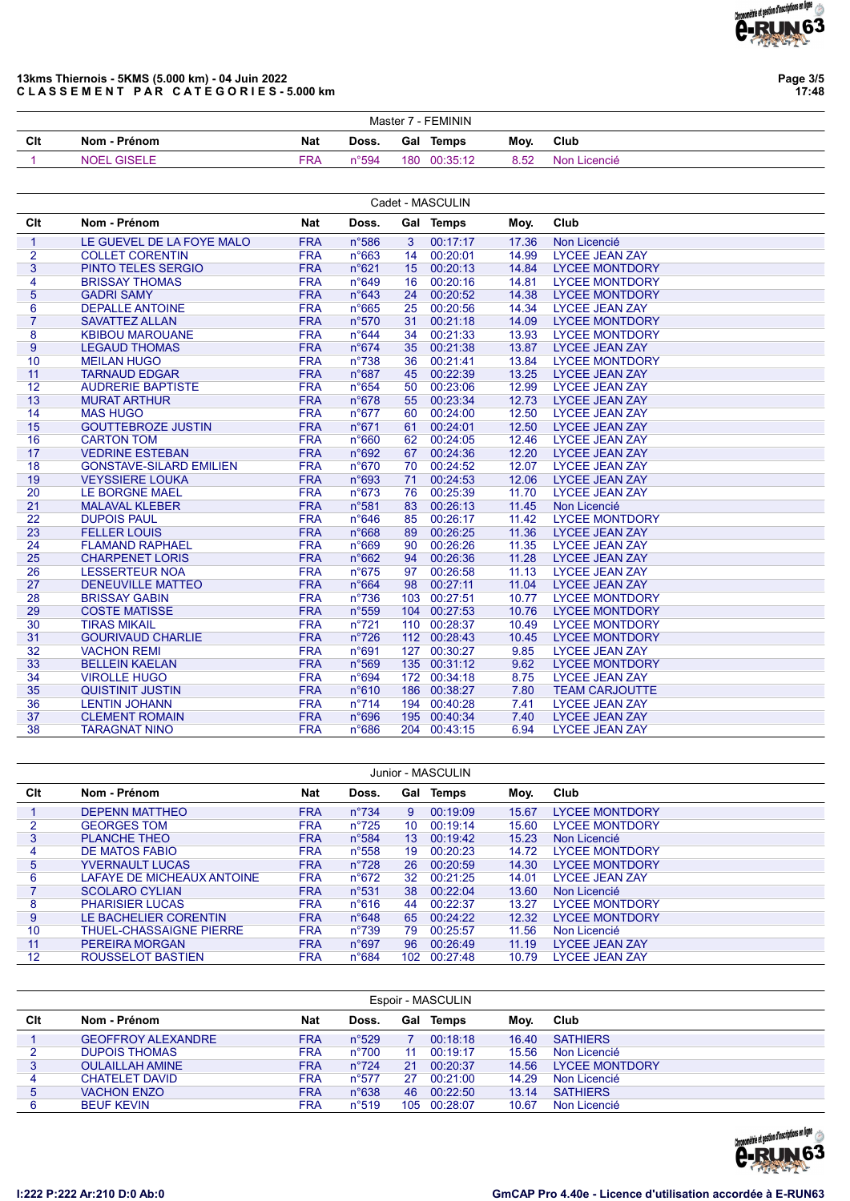**13kms Thiernois - 5KMS (5.000 km) - 04 Juin 2022**
**C L A S S E M E N T   P A R   C A T E G O R I E S - 5.000 km**

### Master 7 - FEMININ

| Clt | Nom - Prénom | Nat | Doss. | Gal | Temps | Moy. | Club |
|---|---|---|---|---|---|---|---|
| 1 | NOEL GISELE | FRA | n°594 | 180 | 00:35:12 | 8.52 | Non Licencié |

### Cadet - MASCULIN

| Clt | Nom - Prénom | Nat | Doss. | Gal | Temps | Moy. | Club |
|---|---|---|---|---|---|---|---|
| 1 | LE GUEVEL DE LA FOYE MALO | FRA | n°586 | 3 | 00:17:17 | 17.36 | Non Licencié |
| 2 | COLLET CORENTIN | FRA | n°663 | 14 | 00:20:01 | 14.99 | LYCEE JEAN ZAY |
| 3 | PINTO TELES SERGIO | FRA | n°621 | 15 | 00:20:13 | 14.84 | LYCEE MONTDORY |
| 4 | BRISSAY THOMAS | FRA | n°649 | 16 | 00:20:16 | 14.81 | LYCEE MONTDORY |
| 5 | GADRI SAMY | FRA | n°643 | 24 | 00:20:52 | 14.38 | LYCEE MONTDORY |
| 6 | DEPALLE ANTOINE | FRA | n°665 | 25 | 00:20:56 | 14.34 | LYCEE JEAN ZAY |
| 7 | SAVATTEZ ALLAN | FRA | n°570 | 31 | 00:21:18 | 14.09 | LYCEE MONTDORY |
| 8 | KBIBOU MAROUANE | FRA | n°644 | 34 | 00:21:33 | 13.93 | LYCEE MONTDORY |
| 9 | LEGAUD THOMAS | FRA | n°674 | 35 | 00:21:38 | 13.87 | LYCEE JEAN ZAY |
| 10 | MEILAN HUGO | FRA | n°738 | 36 | 00:21:41 | 13.84 | LYCEE MONTDORY |
| 11 | TARNAUD EDGAR | FRA | n°687 | 45 | 00:22:39 | 13.25 | LYCEE JEAN ZAY |
| 12 | AUDRERIE BAPTISTE | FRA | n°654 | 50 | 00:23:06 | 12.99 | LYCEE JEAN ZAY |
| 13 | MURAT ARTHUR | FRA | n°678 | 55 | 00:23:34 | 12.73 | LYCEE JEAN ZAY |
| 14 | MAS HUGO | FRA | n°677 | 60 | 00:24:00 | 12.50 | LYCEE JEAN ZAY |
| 15 | GOUTTEBROZE JUSTIN | FRA | n°671 | 61 | 00:24:01 | 12.50 | LYCEE JEAN ZAY |
| 16 | CARTON TOM | FRA | n°660 | 62 | 00:24:05 | 12.46 | LYCEE JEAN ZAY |
| 17 | VEDRINE ESTEBAN | FRA | n°692 | 67 | 00:24:36 | 12.20 | LYCEE JEAN ZAY |
| 18 | GONSTAVE-SILARD EMILIEN | FRA | n°670 | 70 | 00:24:52 | 12.07 | LYCEE JEAN ZAY |
| 19 | VEYSSIERE LOUKA | FRA | n°693 | 71 | 00:24:53 | 12.06 | LYCEE JEAN ZAY |
| 20 | LE BORGNE MAEL | FRA | n°673 | 76 | 00:25:39 | 11.70 | LYCEE JEAN ZAY |
| 21 | MALAVAL KLEBER | FRA | n°581 | 83 | 00:26:13 | 11.45 | Non Licencié |
| 22 | DUPOIS PAUL | FRA | n°646 | 85 | 00:26:17 | 11.42 | LYCEE MONTDORY |
| 23 | FELLER LOUIS | FRA | n°668 | 89 | 00:26:25 | 11.36 | LYCEE JEAN ZAY |
| 24 | FLAMAND RAPHAEL | FRA | n°669 | 90 | 00:26:26 | 11.35 | LYCEE JEAN ZAY |
| 25 | CHARPENET LORIS | FRA | n°662 | 94 | 00:26:36 | 11.28 | LYCEE JEAN ZAY |
| 26 | LESSERTEUR NOA | FRA | n°675 | 97 | 00:26:58 | 11.13 | LYCEE JEAN ZAY |
| 27 | DENEUVILLE MATTEO | FRA | n°664 | 98 | 00:27:11 | 11.04 | LYCEE JEAN ZAY |
| 28 | BRISSAY GABIN | FRA | n°736 | 103 | 00:27:51 | 10.77 | LYCEE MONTDORY |
| 29 | COSTE MATISSE | FRA | n°559 | 104 | 00:27:53 | 10.76 | LYCEE MONTDORY |
| 30 | TIRAS MIKAIL | FRA | n°721 | 110 | 00:28:37 | 10.49 | LYCEE MONTDORY |
| 31 | GOURIVAUD CHARLIE | FRA | n°726 | 112 | 00:28:43 | 10.45 | LYCEE MONTDORY |
| 32 | VACHON REMI | FRA | n°691 | 127 | 00:30:27 | 9.85 | LYCEE JEAN ZAY |
| 33 | BELLEIN KAELAN | FRA | n°569 | 135 | 00:31:12 | 9.62 | LYCEE MONTDORY |
| 34 | VIROLLE HUGO | FRA | n°694 | 172 | 00:34:18 | 8.75 | LYCEE JEAN ZAY |
| 35 | QUISTINIT JUSTIN | FRA | n°610 | 186 | 00:38:27 | 7.80 | TEAM CARJOUTTE |
| 36 | LENTIN JOHANN | FRA | n°714 | 194 | 00:40:28 | 7.41 | LYCEE JEAN ZAY |
| 37 | CLEMENT ROMAIN | FRA | n°696 | 195 | 00:40:34 | 7.40 | LYCEE JEAN ZAY |
| 38 | TARAGNAT NINO | FRA | n°686 | 204 | 00:43:15 | 6.94 | LYCEE JEAN ZAY |

### Junior - MASCULIN

| Clt | Nom - Prénom | Nat | Doss. | Gal | Temps | Moy. | Club |
|---|---|---|---|---|---|---|---|
| 1 | DEPENN MATTHEO | FRA | n°734 | 9 | 00:19:09 | 15.67 | LYCEE MONTDORY |
| 2 | GEORGES TOM | FRA | n°725 | 10 | 00:19:14 | 15.60 | LYCEE MONTDORY |
| 3 | PLANCHE THEO | FRA | n°584 | 13 | 00:19:42 | 15.23 | Non Licencié |
| 4 | DE MATOS FABIO | FRA | n°558 | 19 | 00:20:23 | 14.72 | LYCEE MONTDORY |
| 5 | YVERNAULT LUCAS | FRA | n°728 | 26 | 00:20:59 | 14.30 | LYCEE MONTDORY |
| 6 | LAFAYE DE MICHEAUX ANTOINE | FRA | n°672 | 32 | 00:21:25 | 14.01 | LYCEE JEAN ZAY |
| 7 | SCOLARO CYLIAN | FRA | n°531 | 38 | 00:22:04 | 13.60 | Non Licencié |
| 8 | PHARISIER LUCAS | FRA | n°616 | 44 | 00:22:37 | 13.27 | LYCEE MONTDORY |
| 9 | LE BACHELIER CORENTIN | FRA | n°648 | 65 | 00:24:22 | 12.32 | LYCEE MONTDORY |
| 10 | THUEL-CHASSAIGNE PIERRE | FRA | n°739 | 79 | 00:25:57 | 11.56 | Non Licencié |
| 11 | PEREIRA MORGAN | FRA | n°697 | 96 | 00:26:49 | 11.19 | LYCEE JEAN ZAY |
| 12 | ROUSSELOT BASTIEN | FRA | n°684 | 102 | 00:27:48 | 10.79 | LYCEE JEAN ZAY |

### Espoir - MASCULIN

| Clt | Nom - Prénom | Nat | Doss. | Gal | Temps | Moy. | Club |
|---|---|---|---|---|---|---|---|
| 1 | GEOFFROY ALEXANDRE | FRA | n°529 | 7 | 00:18:18 | 16.40 | SATHIERS |
| 2 | DUPOIS THOMAS | FRA | n°700 | 11 | 00:19:17 | 15.56 | Non Licencié |
| 3 | OULAILLAH AMINE | FRA | n°724 | 21 | 00:20:37 | 14.56 | LYCEE MONTDORY |
| 4 | CHATELET DAVID | FRA | n°577 | 27 | 00:21:00 | 14.29 | Non Licencié |
| 5 | VACHON ENZO | FRA | n°638 | 46 | 00:22:50 | 13.14 | SATHIERS |
| 6 | BEUF KEVIN | FRA | n°519 | 105 | 00:28:07 | 10.67 | Non Licencié |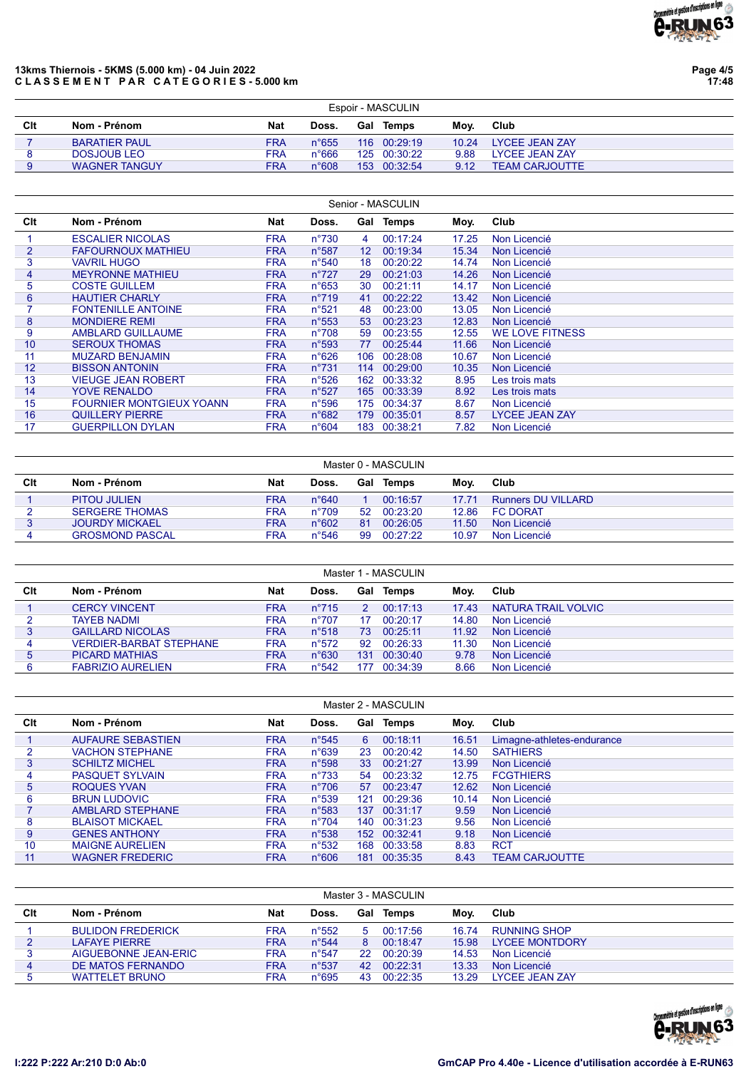**13kms Thiernois - 5KMS (5.000 km) - 04 Juin 2022**
**CLASSEMENT PAR CATEGORIES - 5.000 km**

### Espoir - MASCULIN

| Clt | Nom - Prénom | Nat | Doss. | Gal | Temps | Moy. | Club |
|---|---|---|---|---|---|---|---|
| 7 | BARATIER PAUL | FRA | n°655 | 116 | 00:29:19 | 10.24 | LYCEE JEAN ZAY |
| 8 | DOSJOUB LEO | FRA | n°666 | 125 | 00:30:22 | 9.88 | LYCEE JEAN ZAY |
| 9 | WAGNER TANGUY | FRA | n°608 | 153 | 00:32:54 | 9.12 | TEAM CARJOUTTE |

### Senior - MASCULIN

| Clt | Nom - Prénom | Nat | Doss. | Gal | Temps | Moy. | Club |
|---|---|---|---|---|---|---|---|
| 1 | ESCALIER NICOLAS | FRA | n°730 | 4 | 00:17:24 | 17.25 | Non Licencié |
| 2 | FAFOURNOUX MATHIEU | FRA | n°587 | 12 | 00:19:34 | 15.34 | Non Licencié |
| 3 | VAVRIL HUGO | FRA | n°540 | 18 | 00:20:22 | 14.74 | Non Licencié |
| 4 | MEYRONNE MATHIEU | FRA | n°727 | 29 | 00:21:03 | 14.26 | Non Licencié |
| 5 | COSTE GUILLEM | FRA | n°653 | 30 | 00:21:11 | 14.17 | Non Licencié |
| 6 | HAUTIER CHARLY | FRA | n°719 | 41 | 00:22:22 | 13.42 | Non Licencié |
| 7 | FONTENILLE ANTOINE | FRA | n°521 | 48 | 00:23:00 | 13.05 | Non Licencié |
| 8 | MONDIERE REMI | FRA | n°553 | 53 | 00:23:23 | 12.83 | Non Licencié |
| 9 | AMBLARD GUILLAUME | FRA | n°708 | 59 | 00:23:55 | 12.55 | WE LOVE FITNESS |
| 10 | SEROUX THOMAS | FRA | n°593 | 77 | 00:25:44 | 11.66 | Non Licencié |
| 11 | MUZARD BENJAMIN | FRA | n°626 | 106 | 00:28:08 | 10.67 | Non Licencié |
| 12 | BISSON ANTONIN | FRA | n°731 | 114 | 00:29:00 | 10.35 | Non Licencié |
| 13 | VIEUGE JEAN ROBERT | FRA | n°526 | 162 | 00:33:32 | 8.95 | Les trois mats |
| 14 | YOVE RENALDO | FRA | n°527 | 165 | 00:33:39 | 8.92 | Les trois mats |
| 15 | FOURNIER MONTGIEUX YOANN | FRA | n°596 | 175 | 00:34:37 | 8.67 | Non Licencié |
| 16 | QUILLERY PIERRE | FRA | n°682 | 179 | 00:35:01 | 8.57 | LYCEE JEAN ZAY |
| 17 | GUERPILLON DYLAN | FRA | n°604 | 183 | 00:38:21 | 7.82 | Non Licencié |

### Master 0 - MASCULIN

| Clt | Nom - Prénom | Nat | Doss. | Gal | Temps | Moy. | Club |
|---|---|---|---|---|---|---|---|
| 1 | PITOU JULIEN | FRA | n°640 | 1 | 00:16:57 | 17.71 | Runners DU VILLARD |
| 2 | SERGERE THOMAS | FRA | n°709 | 52 | 00:23:20 | 12.86 | FC DORAT |
| 3 | JOURDY MICKAEL | FRA | n°602 | 81 | 00:26:05 | 11.50 | Non Licencié |
| 4 | GROSMOND PASCAL | FRA | n°546 | 99 | 00:27:22 | 10.97 | Non Licencié |

### Master 1 - MASCULIN

| Clt | Nom - Prénom | Nat | Doss. | Gal | Temps | Moy. | Club |
|---|---|---|---|---|---|---|---|
| 1 | CERCY VINCENT | FRA | n°715 | 2 | 00:17:13 | 17.43 | NATURA TRAIL VOLVIC |
| 2 | TAYEB NADMI | FRA | n°707 | 17 | 00:20:17 | 14.80 | Non Licencié |
| 3 | GAILLARD NICOLAS | FRA | n°518 | 73 | 00:25:11 | 11.92 | Non Licencié |
| 4 | VERDIER-BARBAT STEPHANE | FRA | n°572 | 92 | 00:26:33 | 11.30 | Non Licencié |
| 5 | PICARD MATHIAS | FRA | n°630 | 131 | 00:30:40 | 9.78 | Non Licencié |
| 6 | FABRIZIO AURELIEN | FRA | n°542 | 177 | 00:34:39 | 8.66 | Non Licencié |

### Master 2 - MASCULIN

| Clt | Nom - Prénom | Nat | Doss. | Gal | Temps | Moy. | Club |
|---|---|---|---|---|---|---|---|
| 1 | AUFAURE SEBASTIEN | FRA | n°545 | 6 | 00:18:11 | 16.51 | Limagne-athletes-endurance |
| 2 | VACHON STEPHANE | FRA | n°639 | 23 | 00:20:42 | 14.50 | SATHIERS |
| 3 | SCHILTZ MICHEL | FRA | n°598 | 33 | 00:21:27 | 13.99 | Non Licencié |
| 4 | PASQUET SYLVAIN | FRA | n°733 | 54 | 00:23:32 | 12.75 | FCGTHIERS |
| 5 | ROQUES YVAN | FRA | n°706 | 57 | 00:23:47 | 12.62 | Non Licencié |
| 6 | BRUN LUDOVIC | FRA | n°539 | 121 | 00:29:36 | 10.14 | Non Licencié |
| 7 | AMBLARD STEPHANE | FRA | n°583 | 137 | 00:31:17 | 9.59 | Non Licencié |
| 8 | BLAISOT MICKAEL | FRA | n°704 | 140 | 00:31:23 | 9.56 | Non Licencié |
| 9 | GENES ANTHONY | FRA | n°538 | 152 | 00:32:41 | 9.18 | Non Licencié |
| 10 | MAIGNE AURELIEN | FRA | n°532 | 168 | 00:33:58 | 8.83 | RCT |
| 11 | WAGNER FREDERIC | FRA | n°606 | 181 | 00:35:35 | 8.43 | TEAM CARJOUTTE |

### Master 3 - MASCULIN

| Clt | Nom - Prénom | Nat | Doss. | Gal | Temps | Moy. | Club |
|---|---|---|---|---|---|---|---|
| 1 | BULIDON FREDERICK | FRA | n°552 | 5 | 00:17:56 | 16.74 | RUNNING SHOP |
| 2 | LAFAYE PIERRE | FRA | n°544 | 8 | 00:18:47 | 15.98 | LYCEE MONTDORY |
| 3 | AIGUEBONNE JEAN-ERIC | FRA | n°547 | 22 | 00:20:39 | 14.53 | Non Licencié |
| 4 | DE MATOS FERNANDO | FRA | n°537 | 42 | 00:22:31 | 13.33 | Non Licencié |
| 5 | WATTELET BRUNO | FRA | n°695 | 43 | 00:22:35 | 13.29 | LYCEE JEAN ZAY |

I:222 P:222 Ar:210 D:0 Ab:0

GmCAP Pro 4.40e - Licence d'utilisation accordée à E-RUN63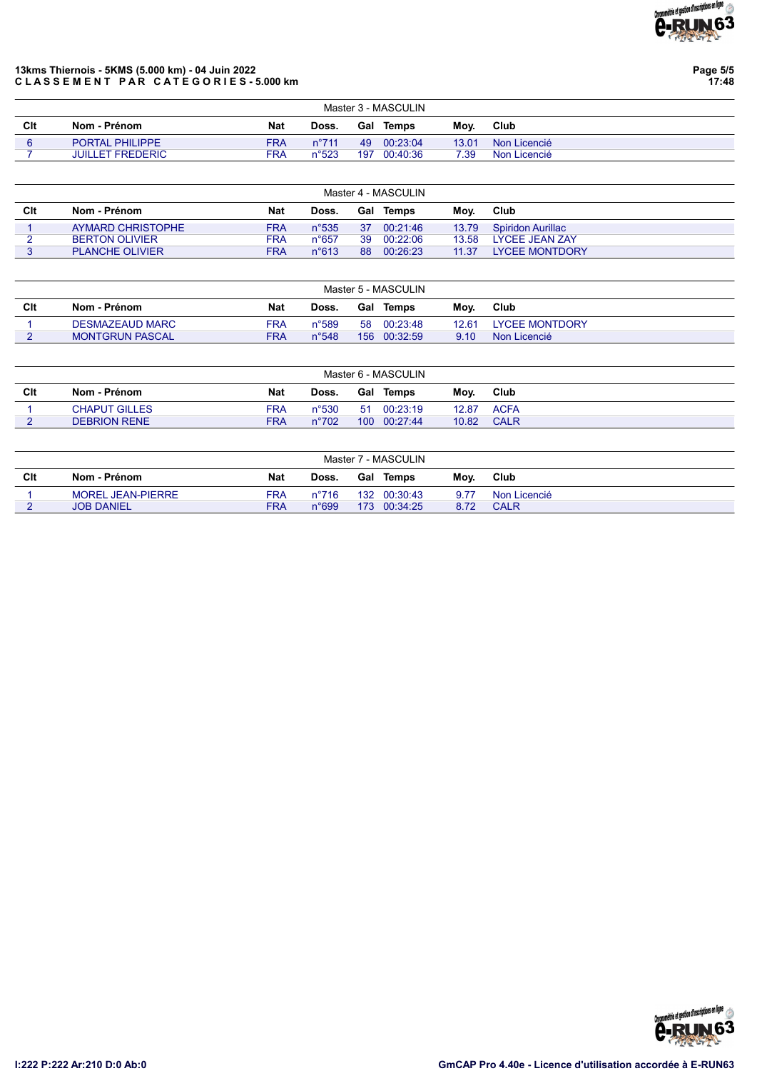13kms Thiernois - 5KMS (5.000 km) - 04 Juin 2022
**C L A S S E M E N T   P A R   C A T E G O R I E S - 5.000 km**

### Master 3 - MASCULIN

| Clt | Nom - Prénom | Nat | Doss. | Gal | Temps | Moy. | Club |
|---|---|---|---|---|---|---|---|
| 6 | PORTAL PHILIPPE | FRA | n°711 | 49 | 00:23:04 | 13.01 | Non Licencié |
| 7 | JUILLET FREDERIC | FRA | n°523 | 197 | 00:40:36 | 7.39 | Non Licencié |

### Master 4 - MASCULIN

| Clt | Nom - Prénom | Nat | Doss. | Gal | Temps | Moy. | Club |
|---|---|---|---|---|---|---|---|
| 1 | AYMARD CHRISTOPHE | FRA | n°535 | 37 | 00:21:46 | 13.79 | Spiridon Aurillac |
| 2 | BERTON OLIVIER | FRA | n°657 | 39 | 00:22:06 | 13.58 | LYCEE JEAN ZAY |
| 3 | PLANCHE OLIVIER | FRA | n°613 | 88 | 00:26:23 | 11.37 | LYCEE MONTDORY |

### Master 5 - MASCULIN

| Clt | Nom - Prénom | Nat | Doss. | Gal | Temps | Moy. | Club |
|---|---|---|---|---|---|---|---|
| 1 | DESMAZEAUD MARC | FRA | n°589 | 58 | 00:23:48 | 12.61 | LYCEE MONTDORY |
| 2 | MONTGRUN PASCAL | FRA | n°548 | 156 | 00:32:59 | 9.10 | Non Licencié |

### Master 6 - MASCULIN

| Clt | Nom - Prénom | Nat | Doss. | Gal | Temps | Moy. | Club |
|---|---|---|---|---|---|---|---|
| 1 | CHAPUT GILLES | FRA | n°530 | 51 | 00:23:19 | 12.87 | ACFA |
| 2 | DEBRION RENE | FRA | n°702 | 100 | 00:27:44 | 10.82 | CALR |

### Master 7 - MASCULIN

| Clt | Nom - Prénom | Nat | Doss. | Gal | Temps | Moy. | Club |
|---|---|---|---|---|---|---|---|
| 1 | MOREL JEAN-PIERRE | FRA | n°716 | 132 | 00:30:43 | 9.77 | Non Licencié |
| 2 | JOB DANIEL | FRA | n°699 | 173 | 00:34:25 | 8.72 | CALR |

I:222 P:222 Ar:210 D:0 Ab:0

GmCAP Pro 4.40e - Licence d'utilisation accordée à E-RUN63